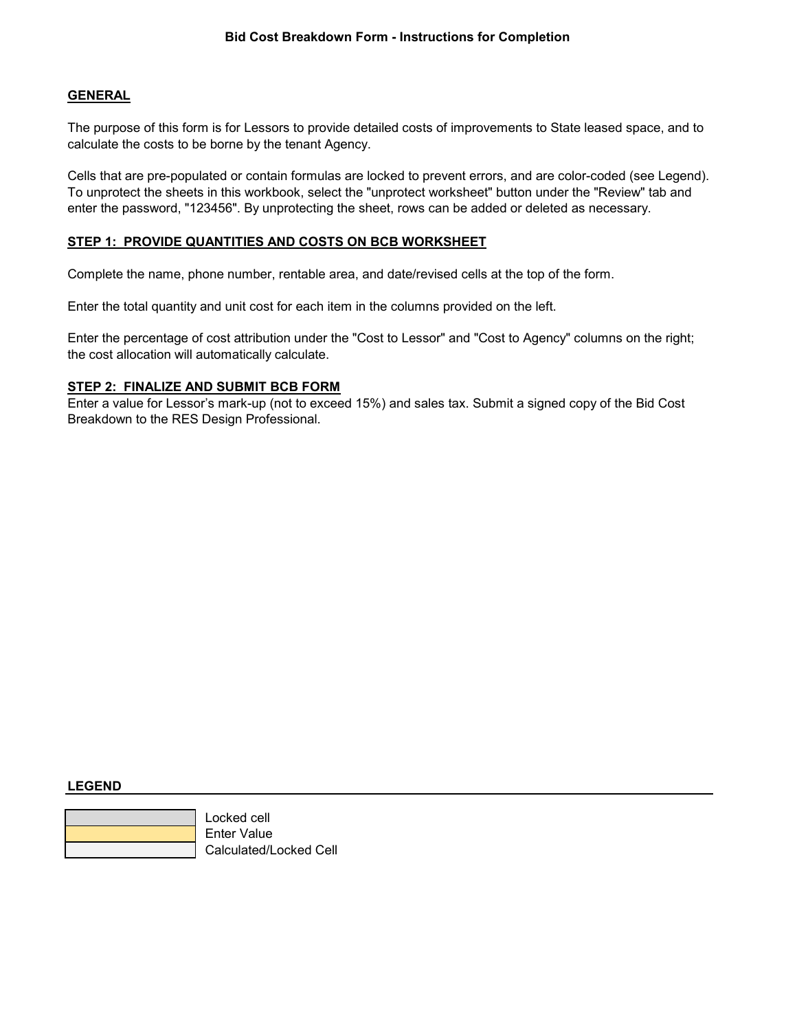# Bid Cost Breakdown Form - Instructions for Completion

## GENERAL

The purpose of this form is for Lessors to provide detailed costs of improvements to State leased space, and to calculate the costs to be borne by the tenant Agency.

Cells that are pre-populated or contain formulas are locked to prevent errors, and are color-coded (see Legend). To unprotect the sheets in this workbook, select the "unprotect worksheet" button under the "Review" tab and enter the password, "123456". By unprotecting the sheet, rows can be added or deleted as necessary.

## STEP 1: PROVIDE QUANTITIES AND COSTS ON BCB WORKSHEET

Complete the name, phone number, rentable area, and date/revised cells at the top of the form.

Enter the total quantity and unit cost for each item in the columns provided on the left.

Enter the percentage of cost attribution under the "Cost to Lessor" and "Cost to Agency" columns on the right; the cost allocation will automatically calculate.

## STEP 2: FINALIZE AND SUBMIT BCB FORM

Enter a value for Lessor's mark-up (not to exceed 15%) and sales tax. Submit a signed copy of the Bid Cost Breakdown to the RES Design Professional.

## LEGEND

| Color | Meaning |
|---|---|
| (gray) | Locked cell |
| (yellow) | Enter Value |
| (light gray) | Calculated/Locked Cell |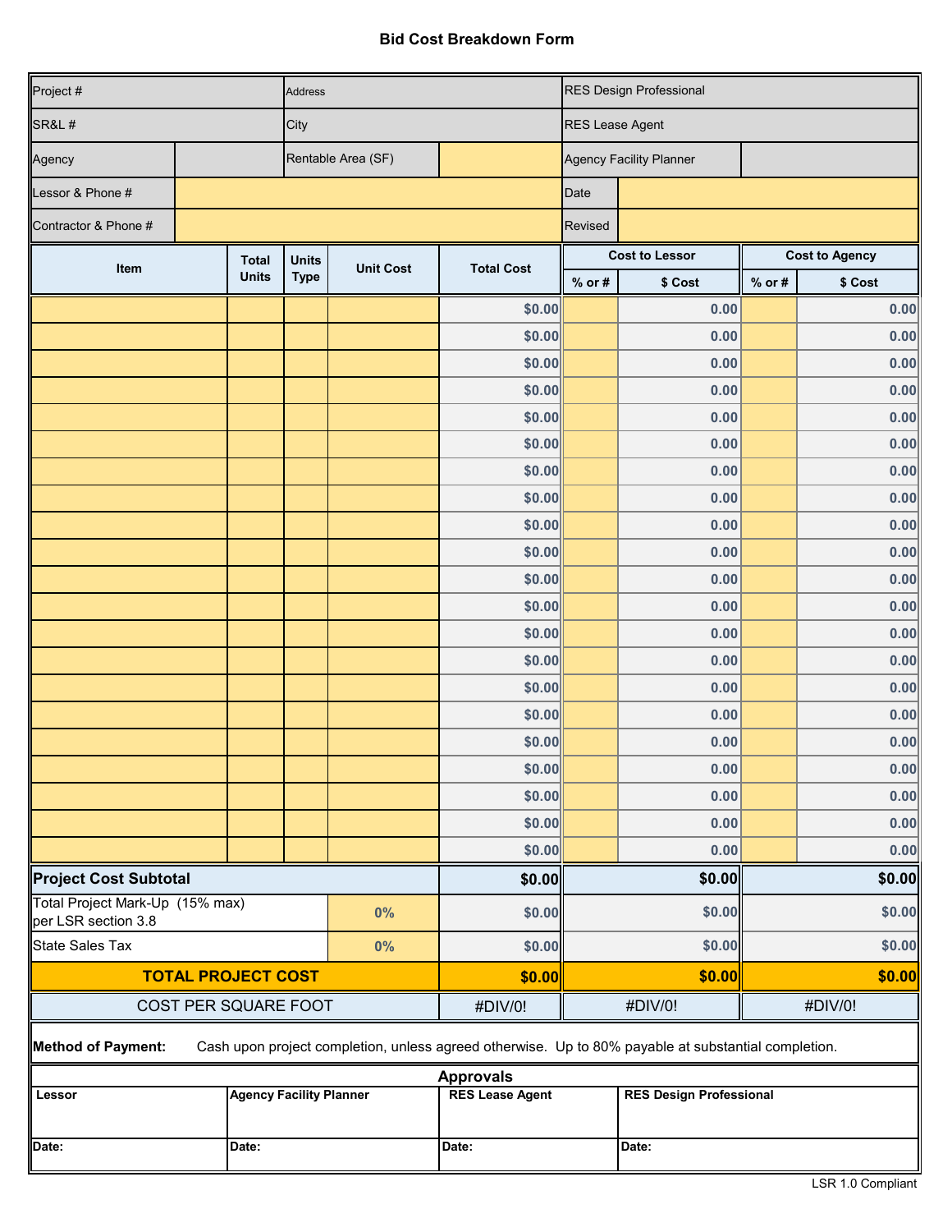# Bid Cost Breakdown Form

| | | | | | |
|---|---|---|---|---|---|
| Project # | | Address | | RES Design Professional | |
| SR&L # | | City | | RES Lease Agent | |
| Agency | | Rentable Area (SF) | | Agency Facility Planner | |
| Lessor & Phone # | | | | Date | |
| Contractor & Phone # | | | | Revised | |

| Item | Total Units | Units Type | Unit Cost | Total Cost | Cost to Lessor | | Cost to Agency | |
|---|---|---|---|---|---|---|---|---|
| | | | | | % or # | $ Cost | % or # | $ Cost |
| | | | | $0.00 | | 0.00 | | 0.00 |
| | | | | $0.00 | | 0.00 | | 0.00 |
| | | | | $0.00 | | 0.00 | | 0.00 |
| | | | | $0.00 | | 0.00 | | 0.00 |
| | | | | $0.00 | | 0.00 | | 0.00 |
| | | | | $0.00 | | 0.00 | | 0.00 |
| | | | | $0.00 | | 0.00 | | 0.00 |
| | | | | $0.00 | | 0.00 | | 0.00 |
| | | | | $0.00 | | 0.00 | | 0.00 |
| | | | | $0.00 | | 0.00 | | 0.00 |
| | | | | $0.00 | | 0.00 | | 0.00 |
| | | | | $0.00 | | 0.00 | | 0.00 |
| | | | | $0.00 | | 0.00 | | 0.00 |
| | | | | $0.00 | | 0.00 | | 0.00 |
| | | | | $0.00 | | 0.00 | | 0.00 |
| | | | | $0.00 | | 0.00 | | 0.00 |
| | | | | $0.00 | | 0.00 | | 0.00 |
| | | | | $0.00 | | 0.00 | | 0.00 |
| | | | | $0.00 | | 0.00 | | 0.00 |
| | | | | $0.00 | | 0.00 | | 0.00 |
| | | | | $0.00 | | 0.00 | | 0.00 |
| **Project Cost Subtotal** | | | | **$0.00** | | **$0.00** | | **$0.00** |
| Total Project Mark-Up (15% max) per LSR section 3.8 | | | 0% | $0.00 | | $0.00 | | $0.00 |
| State Sales Tax | | | 0% | $0.00 | | $0.00 | | $0.00 |
| **TOTAL PROJECT COST** | | | | **$0.00** | | **$0.00** | | **$0.00** |
| COST PER SQUARE FOOT | | | | #DIV/0! | | #DIV/0! | | #DIV/0! |

**Method of Payment:** Cash upon project completion, unless agreed otherwise. Up to 80% payable at substantial completion.

## Approvals

| Lessor | Agency Facility Planner | RES Lease Agent | RES Design Professional |
|---|---|---|---|
| | | | |
| **Date:** | **Date:** | **Date:** | **Date:** |

LSR 1.0 Compliant